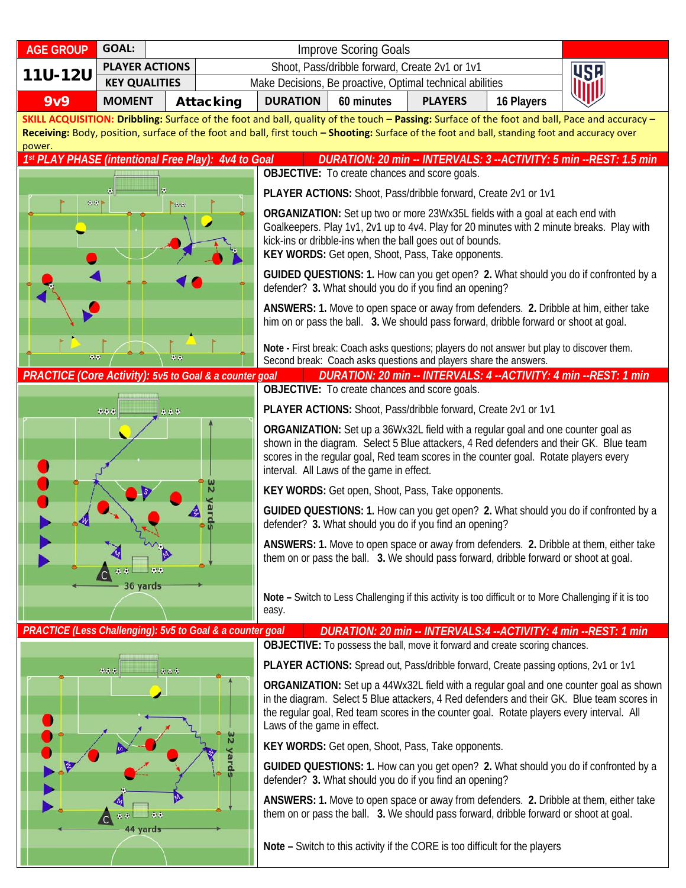| AGE GROUP | GOAL: | Improve Scoring Goals | | | | |
|---|---|---|---|---|---|---|
| **11U-12U** | **PLAYER ACTIONS** | Shoot, Pass/dribble forward, Create 2v1 or 1v1 | | | | |
| | **KEY QUALITIES** | Make Decisions, Be proactive, Optimal technical abilities | | | | |
| **9v9** | **MOMENT** | **Attacking** | **DURATION** | 60 minutes | **PLAYERS** | 16 Players |

**SKILL ACQUISITION: Dribbling:** Surface of the foot and ball, quality of the touch – **Passing:** Surface of the foot and ball, Pace and accuracy – **Receiving:** Body, position, surface of the foot and ball, first touch – **Shooting:** Surface of the foot and ball, standing foot and accuracy over power.

## 1st PLAY PHASE (intentional Free Play): 4v4 to Goal

**DURATION: 20 min -- INTERVALS: 3 --ACTIVITY: 5 min --REST: 1.5 min**

**OBJECTIVE:** To create chances and score goals.

**PLAYER ACTIONS:** Shoot, Pass/dribble forward, Create 2v1 or 1v1

**ORGANIZATION:** Set up two or more 23Wx35L fields with a goal at each end with Goalkeepers. Play 1v1, 2v1 up to 4v4. Play for 20 minutes with 2 minute breaks. Play with kick-ins or dribble-ins when the ball goes out of bounds.

**KEY WORDS:** Get open, Shoot, Pass, Take opponents.

**GUIDED QUESTIONS: 1.** How can you get open? **2.** What should you do if confronted by a defender? **3.** What should you do if you find an opening?

**ANSWERS: 1.** Move to open space or away from defenders. **2.** Dribble at him, either take him on or pass the ball. **3.** We should pass forward, dribble forward or shoot at goal.

**Note -** First break: Coach asks questions; players do not answer but play to discover them. Second break: Coach asks questions and players share the answers.

## PRACTICE (Core Activity): 5v5 to Goal & a counter goal

**DURATION: 20 min -- INTERVALS: 4 --ACTIVITY: 4 min --REST: 1 min**

**OBJECTIVE:** To create chances and score goals.

**PLAYER ACTIONS:** Shoot, Pass/dribble forward, Create 2v1 or 1v1

**ORGANIZATION:** Set up a 36Wx32L field with a regular goal and one counter goal as shown in the diagram. Select 5 Blue attackers, 4 Red defenders and their GK. Blue team scores in the regular goal, Red team scores in the counter goal. Rotate players every interval. All Laws of the game in effect.

**KEY WORDS:** Get open, Shoot, Pass, Take opponents.

**GUIDED QUESTIONS: 1.** How can you get open? **2.** What should you do if confronted by a defender? **3.** What should you do if you find an opening?

**ANSWERS: 1.** Move to open space or away from defenders. **2.** Dribble at them, either take them on or pass the ball. **3.** We should pass forward, dribble forward or shoot at goal.

**Note –** Switch to Less Challenging if this activity is too difficult or to More Challenging if it is too easy.

## PRACTICE (Less Challenging): 5v5 to Goal & a counter goal

**DURATION: 20 min -- INTERVALS:4 --ACTIVITY: 4 min --REST: 1 min**

**OBJECTIVE:** To possess the ball, move it forward and create scoring chances.

**PLAYER ACTIONS:** Spread out, Pass/dribble forward, Create passing options, 2v1 or 1v1

**ORGANIZATION:** Set up a 44Wx32L field with a regular goal and one counter goal as shown in the diagram. Select 5 Blue attackers, 4 Red defenders and their GK. Blue team scores in the regular goal, Red team scores in the counter goal. Rotate players every interval. All Laws of the game in effect.

**KEY WORDS:** Get open, Shoot, Pass, Take opponents.

**GUIDED QUESTIONS: 1.** How can you get open? **2.** What should you do if confronted by a defender? **3.** What should you do if you find an opening?

**ANSWERS: 1.** Move to open space or away from defenders. **2.** Dribble at them, either take them on or pass the ball. **3.** We should pass forward, dribble forward or shoot at goal.

**Note –** Switch to this activity if the CORE is too difficult for the players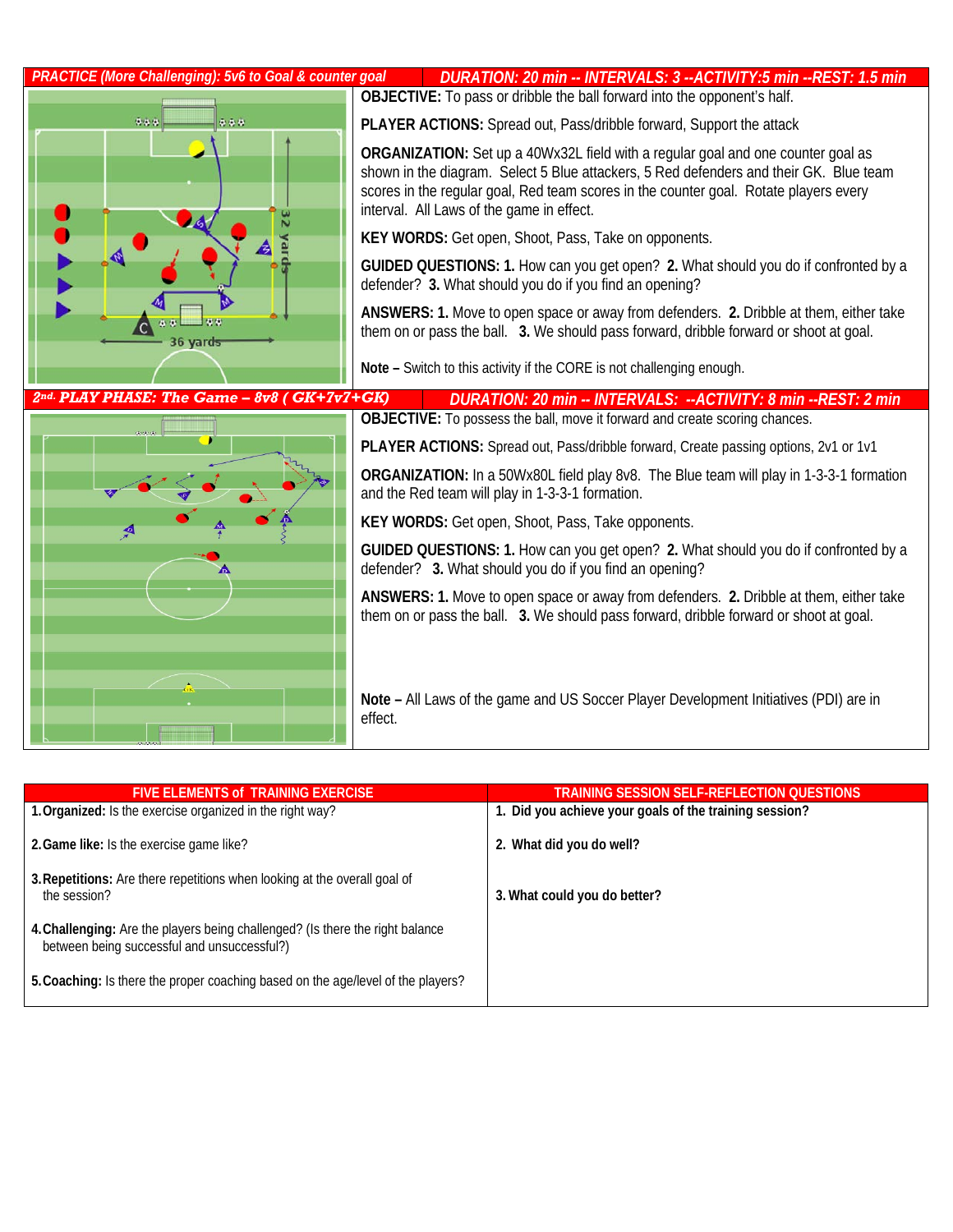| PRACTICE (More Challenging): 5v6 to Goal & counter goal | DURATION: 20 min -- INTERVALS: 3 --ACTIVITY:5 min --REST: 1.5 min |
|---|---|
| 32 yards<br>36 yards | **OBJECTIVE:** To pass or dribble the ball forward into the opponent's half.<br><br>**PLAYER ACTIONS:** Spread out, Pass/dribble forward, Support the attack<br><br>**ORGANIZATION:** Set up a 40Wx32L field with a regular goal and one counter goal as shown in the diagram. Select 5 Blue attackers, 5 Red defenders and their GK. Blue team scores in the regular goal, Red team scores in the counter goal. Rotate players every interval. All Laws of the game in effect.<br><br>**KEY WORDS:** Get open, Shoot, Pass, Take on opponents.<br><br>**GUIDED QUESTIONS: 1.** How can you get open? **2.** What should you do if confronted by a defender? **3.** What should you do if you find an opening?<br><br>**ANSWERS: 1.** Move to open space or away from defenders. **2.** Dribble at them, either take them on or pass the ball. **3.** We should pass forward, dribble forward or shoot at goal.<br><br>**Note –** Switch to this activity if the CORE is not challenging enough. |
| **2nd. PLAY PHASE: The Game – 8v8 ( GK+7v7+GK)** | **DURATION: 20 min -- INTERVALS: --ACTIVITY: 8 min --REST: 2 min** |
| | **OBJECTIVE:** To possess the ball, move it forward and create scoring chances.<br><br>**PLAYER ACTIONS:** Spread out, Pass/dribble forward, Create passing options, 2v1 or 1v1<br><br>**ORGANIZATION:** In a 50Wx80L field play 8v8. The Blue team will play in 1-3-3-1 formation and the Red team will play in 1-3-3-1 formation.<br><br>**KEY WORDS:** Get open, Shoot, Pass, Take opponents.<br><br>**GUIDED QUESTIONS: 1.** How can you get open? **2.** What should you do if confronted by a defender? **3.** What should you do if you find an opening?<br><br>**ANSWERS: 1.** Move to open space or away from defenders. **2.** Dribble at them, either take them on or pass the ball. **3.** We should pass forward, dribble forward or shoot at goal.<br><br>**Note –** All Laws of the game and US Soccer Player Development Initiatives (PDI) are in effect. |

| FIVE ELEMENTS of TRAINING EXERCISE | TRAINING SESSION SELF-REFLECTION QUESTIONS |
|---|---|
| **1. Organized:** Is the exercise organized in the right way? | **1. Did you achieve your goals of the training session?** |
| **2. Game like:** Is the exercise game like? | **2. What did you do well?** |
| **3. Repetitions:** Are there repetitions when looking at the overall goal of the session? | **3. What could you do better?** |
| **4. Challenging:** Are the players being challenged? (Is there the right balance between being successful and unsuccessful?) | |
| **5. Coaching:** Is there the proper coaching based on the age/level of the players? | |